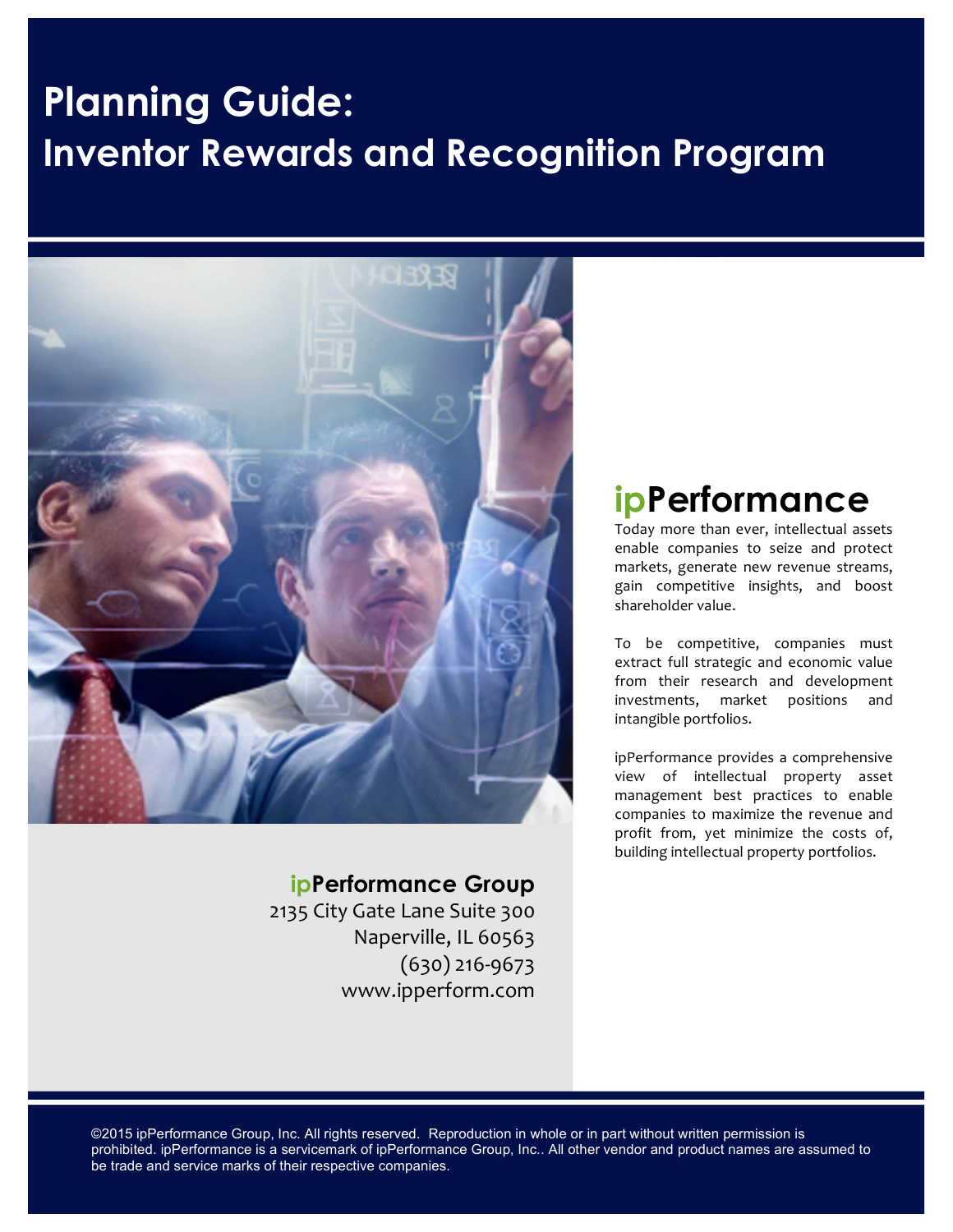# Planning Guide:
## Inventor Rewards and Recognition Program

## ipPerformance

Today more than ever, intellectual assets enable companies to seize and protect markets, generate new revenue streams, gain competitive insights, and boost shareholder value.

To be competitive, companies must extract full strategic and economic value from their research and development investments, market positions and intangible portfolios.

ipPerformance provides a comprehensive view of intellectual property asset management best practices to enable companies to maximize the revenue and profit from, yet minimize the costs of, building intellectual property portfolios.

**ipPerformance Group**
2135 City Gate Lane Suite 300
Naperville, IL 60563
(630) 216-9673
www.ipperform.com

©2015 ipPerformance Group, Inc. All rights reserved. Reproduction in whole or in part without written permission is prohibited. ipPerformance is a servicemark of ipPerformance Group, Inc.. All other vendor and product names are assumed to be trade and service marks of their respective companies.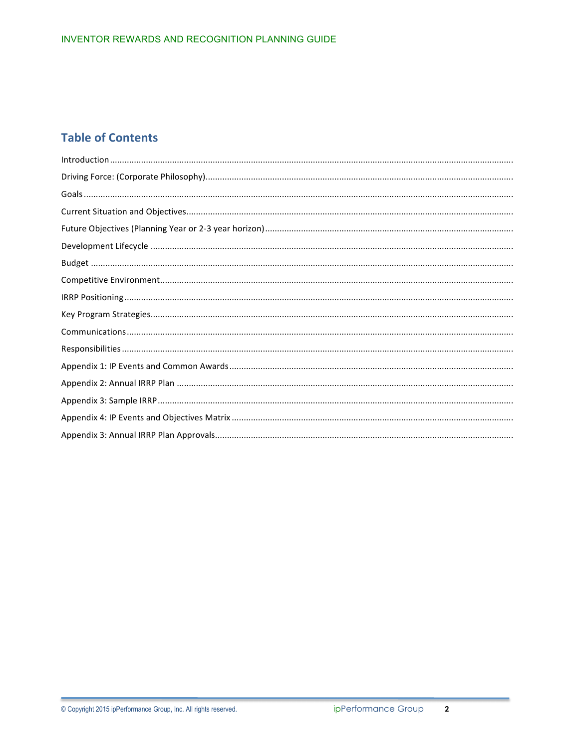## Table of Contents

Introduction

Driving Force: (Corporate Philosophy)

Goals

Current Situation and Objectives

Future Objectives (Planning Year or 2-3 year horizon)

Development Lifecycle

Budget

Competitive Environment

IRRP Positioning

Key Program Strategies

Communications

Responsibilities

Appendix 1: IP Events and Common Awards

Appendix 2: Annual IRRP Plan

Appendix 3: Sample IRRP

Appendix 4: IP Events and Objectives Matrix

Appendix 3: Annual IRRP Plan Approvals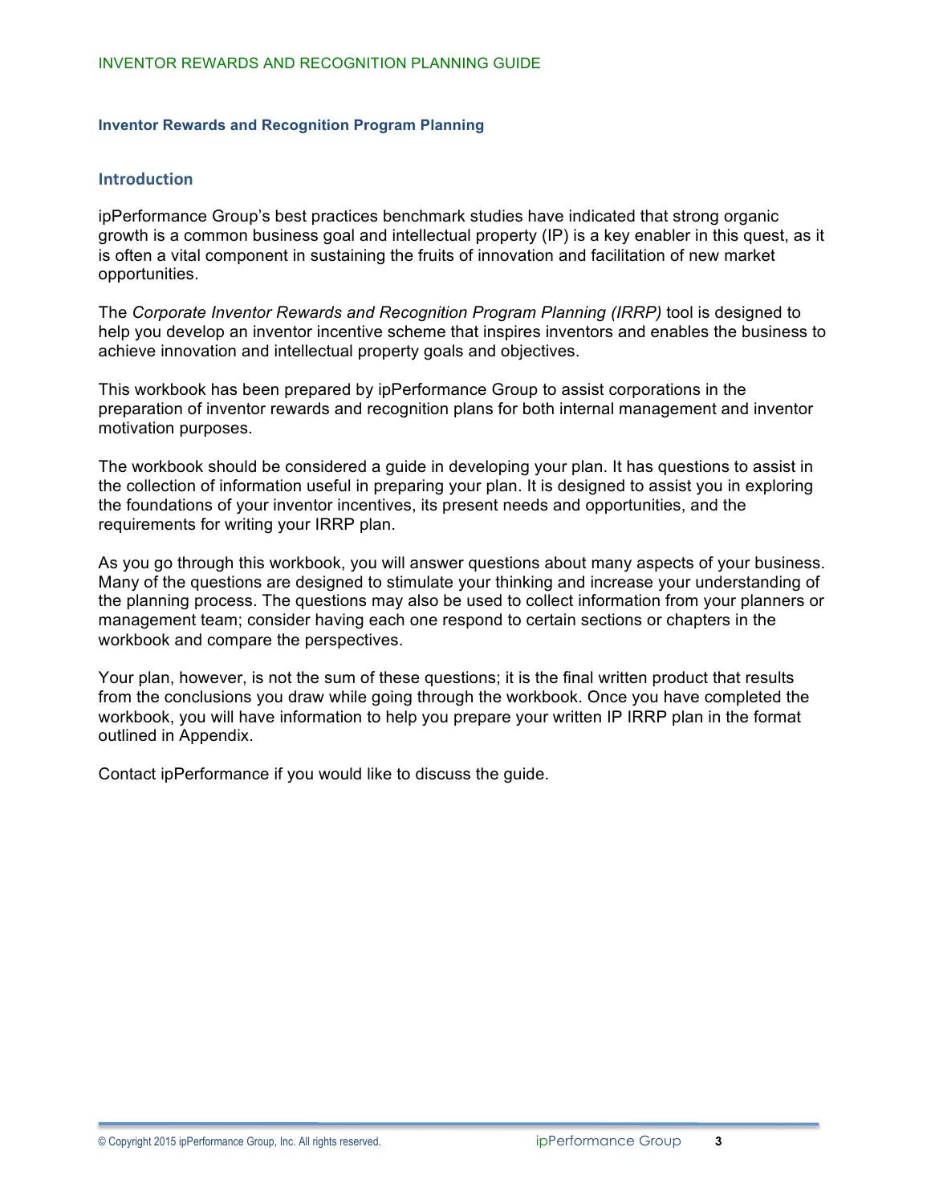**Inventor Rewards and Recognition Program Planning**

## Introduction

ipPerformance Group's best practices benchmark studies have indicated that strong organic growth is a common business goal and intellectual property (IP) is a key enabler in this quest, as it is often a vital component in sustaining the fruits of innovation and facilitation of new market opportunities.

The *Corporate Inventor Rewards and Recognition Program Planning (IRRP)* tool is designed to help you develop an inventor incentive scheme that inspires inventors and enables the business to achieve innovation and intellectual property goals and objectives.

This workbook has been prepared by ipPerformance Group to assist corporations in the preparation of inventor rewards and recognition plans for both internal management and inventor motivation purposes.

The workbook should be considered a guide in developing your plan. It has questions to assist in the collection of information useful in preparing your plan. It is designed to assist you in exploring the foundations of your inventor incentives, its present needs and opportunities, and the requirements for writing your IRRP plan.

As you go through this workbook, you will answer questions about many aspects of your business. Many of the questions are designed to stimulate your thinking and increase your understanding of the planning process. The questions may also be used to collect information from your planners or management team; consider having each one respond to certain sections or chapters in the workbook and compare the perspectives.

Your plan, however, is not the sum of these questions; it is the final written product that results from the conclusions you draw while going through the workbook. Once you have completed the workbook, you will have information to help you prepare your written IP IRRP plan in the format outlined in Appendix.

Contact ipPerformance if you would like to discuss the guide.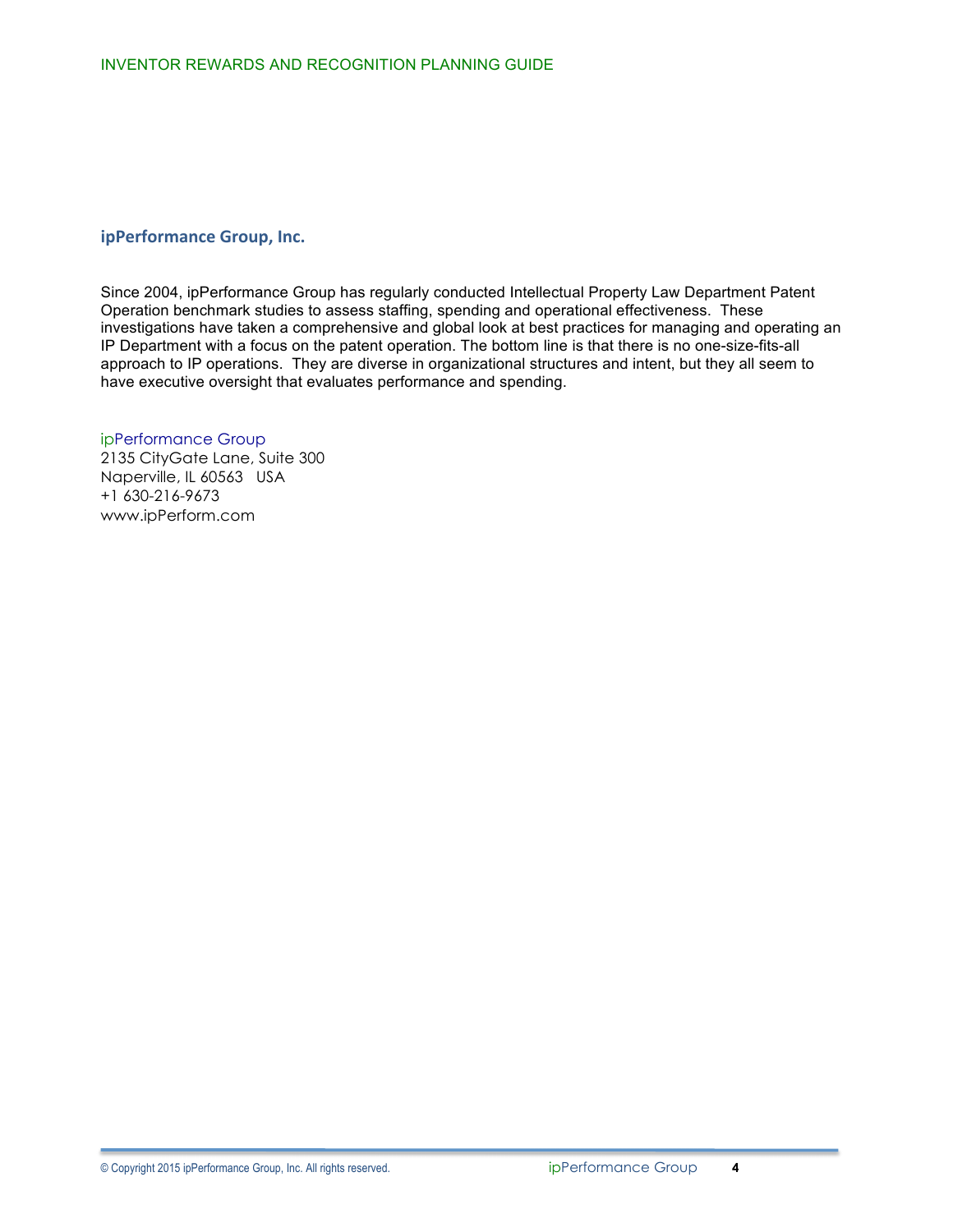## ipPerformance Group, Inc.

Since 2004, ipPerformance Group has regularly conducted Intellectual Property Law Department Patent Operation benchmark studies to assess staffing, spending and operational effectiveness. These investigations have taken a comprehensive and global look at best practices for managing and operating an IP Department with a focus on the patent operation. The bottom line is that there is no one-size-fits-all approach to IP operations. They are diverse in organizational structures and intent, but they all seem to have executive oversight that evaluates performance and spending.

ipPerformance Group
2135 CityGate Lane, Suite 300
Naperville, IL 60563 USA
+1 630-216-9673
www.ipPerform.com